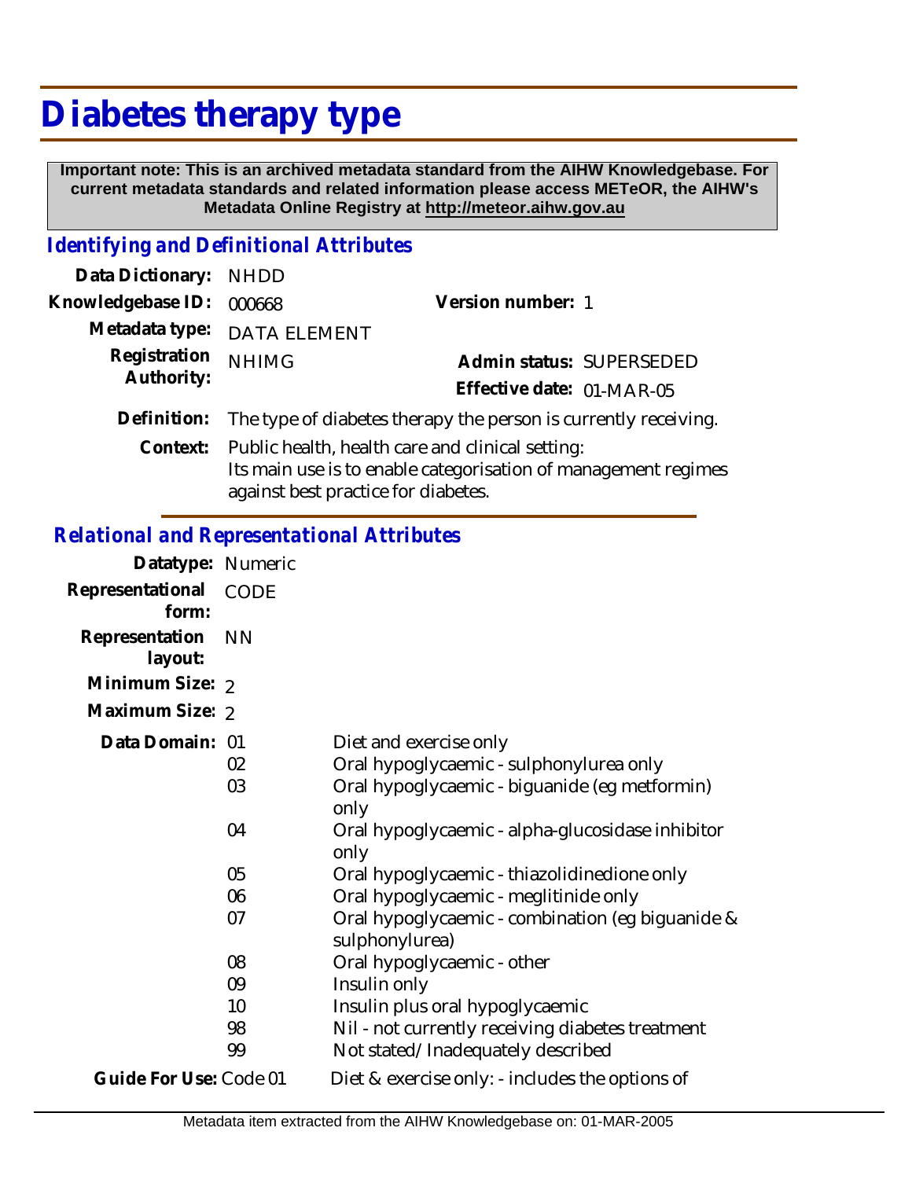# Diabetes therapy type

**Important note: This is an archived metadata standard from the AIHW Knowledgebase. For current metadata standards and related information please access METeOR, the AIHW's Metadata Online Registry at http://meteor.aihw.gov.au**

## *Identifying and Definitional Attributes*

| | | | |
|---|---|---|---|
| **Data Dictionary:** | NHDD | | |
| **Knowledgebase ID:** | 000668 | **Version number:** | 1 |
| **Metadata type:** | DATA ELEMENT | | |
| **Registration Authority:** | NHIMG | **Admin status:** | SUPERSEDED |
| | | **Effective date:** | 01-MAR-05 |

**Definition:** The type of diabetes therapy the person is currently receiving.

**Context:** Public health, health care and clinical setting:
Its main use is to enable categorisation of management regimes against best practice for diabetes.

## *Relational and Representational Attributes*

**Datatype:** Numeric

**Representational form:** CODE

**Representation layout:** NN

**Minimum Size:** 2

**Maximum Size:** 2

**Data Domain:**

| Code | Description |
|---|---|
| 01 | Diet and exercise only |
| 02 | Oral hypoglycaemic - sulphonylurea only |
| 03 | Oral hypoglycaemic - biguanide (eg metformin) only |
| 04 | Oral hypoglycaemic - alpha-glucosidase inhibitor only |
| 05 | Oral hypoglycaemic - thiazolidinedione only |
| 06 | Oral hypoglycaemic - meglitinide only |
| 07 | Oral hypoglycaemic - combination (eg biguanide & sulphonylurea) |
| 08 | Oral hypoglycaemic - other |
| 09 | Insulin only |
| 10 | Insulin plus oral hypoglycaemic |
| 98 | Nil - not currently receiving diabetes treatment |
| 99 | Not stated/Inadequately described |

**Guide For Use:** Code 01 Diet & exercise only: - includes the options of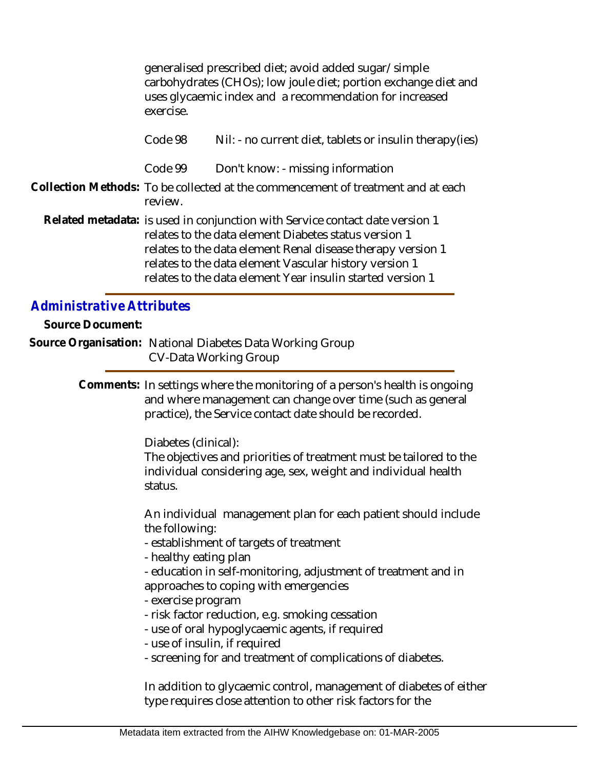generalised prescribed diet; avoid added sugar/simple carbohydrates (CHOs); low joule diet; portion exchange diet and uses glycaemic index and a recommendation for increased exercise.

Code 98 Nil: - no current diet, tablets or insulin therapy(ies)

Code 99 Don't know: - missing information

**Collection Methods:** To be collected at the commencement of treatment and at each review.

**Related metadata:** is used in conjunction with Service contact date version 1
relates to the data element Diabetes status version 1
relates to the data element Renal disease therapy version 1
relates to the data element Vascular history version 1
relates to the data element Year insulin started version 1

## Administrative Attributes

**Source Document:**

**Source Organisation:** National Diabetes Data Working Group
CV-Data Working Group

**Comments:** In settings where the monitoring of a person's health is ongoing and where management can change over time (such as general practice), the Service contact date should be recorded.

Diabetes (clinical):
The objectives and priorities of treatment must be tailored to the individual considering age, sex, weight and individual health status.

An individual management plan for each patient should include the following:
- establishment of targets of treatment
- healthy eating plan
- education in self-monitoring, adjustment of treatment and in approaches to coping with emergencies
- exercise program
- risk factor reduction, e.g. smoking cessation
- use of oral hypoglycaemic agents, if required
- use of insulin, if required
- screening for and treatment of complications of diabetes.

In addition to glycaemic control, management of diabetes of either type requires close attention to other risk factors for the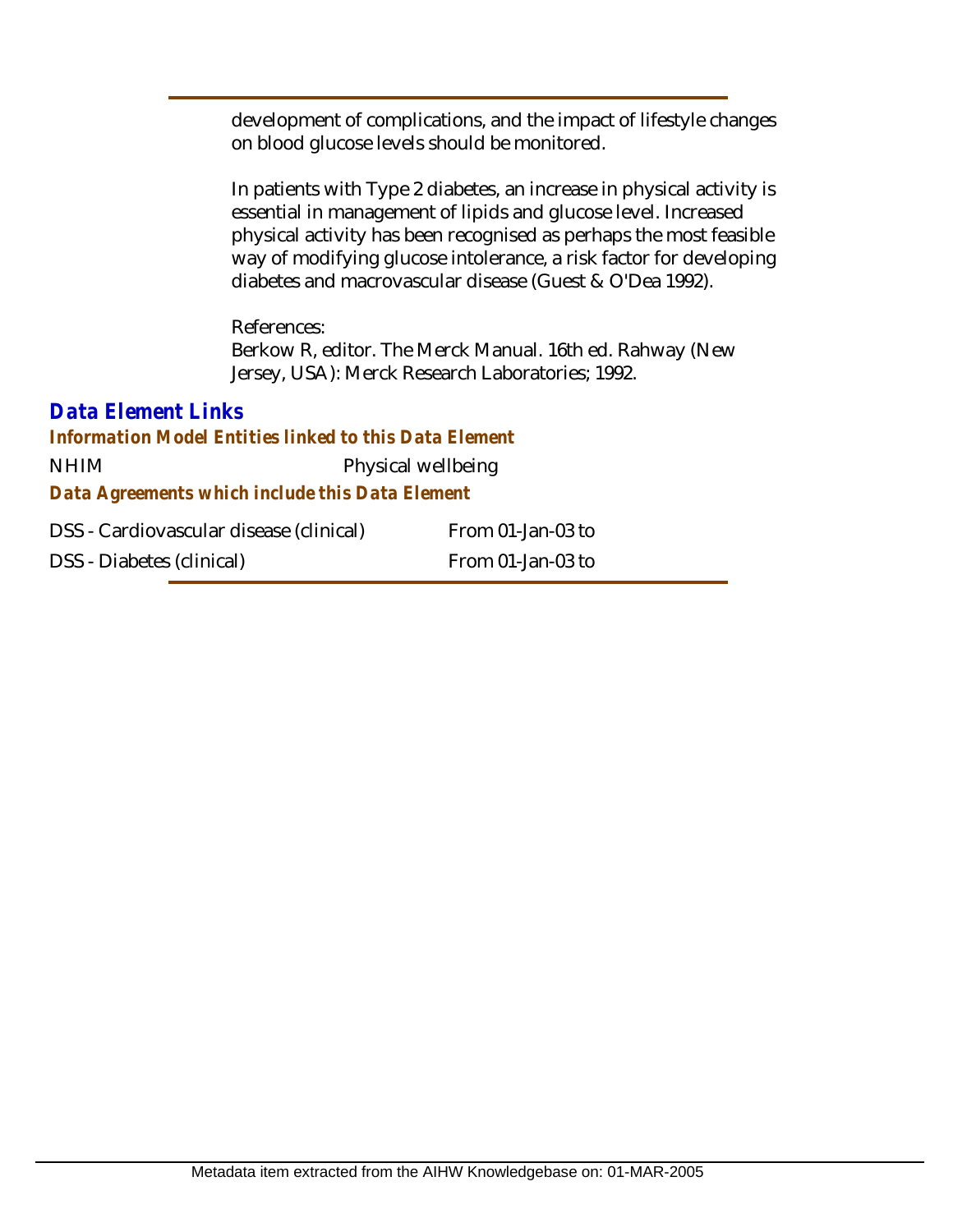development of complications, and the impact of lifestyle changes on blood glucose levels should be monitored.

In patients with Type 2 diabetes, an increase in physical activity is essential in management of lipids and glucose level. Increased physical activity has been recognised as perhaps the most feasible way of modifying glucose intolerance, a risk factor for developing diabetes and macrovascular disease (Guest & O'Dea 1992).

References:
Berkow R, editor. The Merck Manual. 16th ed. Rahway (New Jersey, USA): Merck Research Laboratories; 1992.

## Data Element Links

### Information Model Entities linked to this Data Element

| | |
|---|---|
| NHIM | Physical wellbeing |

### Data Agreements which include this Data Element

| | |
|---|---|
| DSS - Cardiovascular disease (clinical) | From 01-Jan-03 to |
| DSS - Diabetes (clinical) | From 01-Jan-03 to |

Metadata item extracted from the AIHW Knowledgebase on: 01-MAR-2005